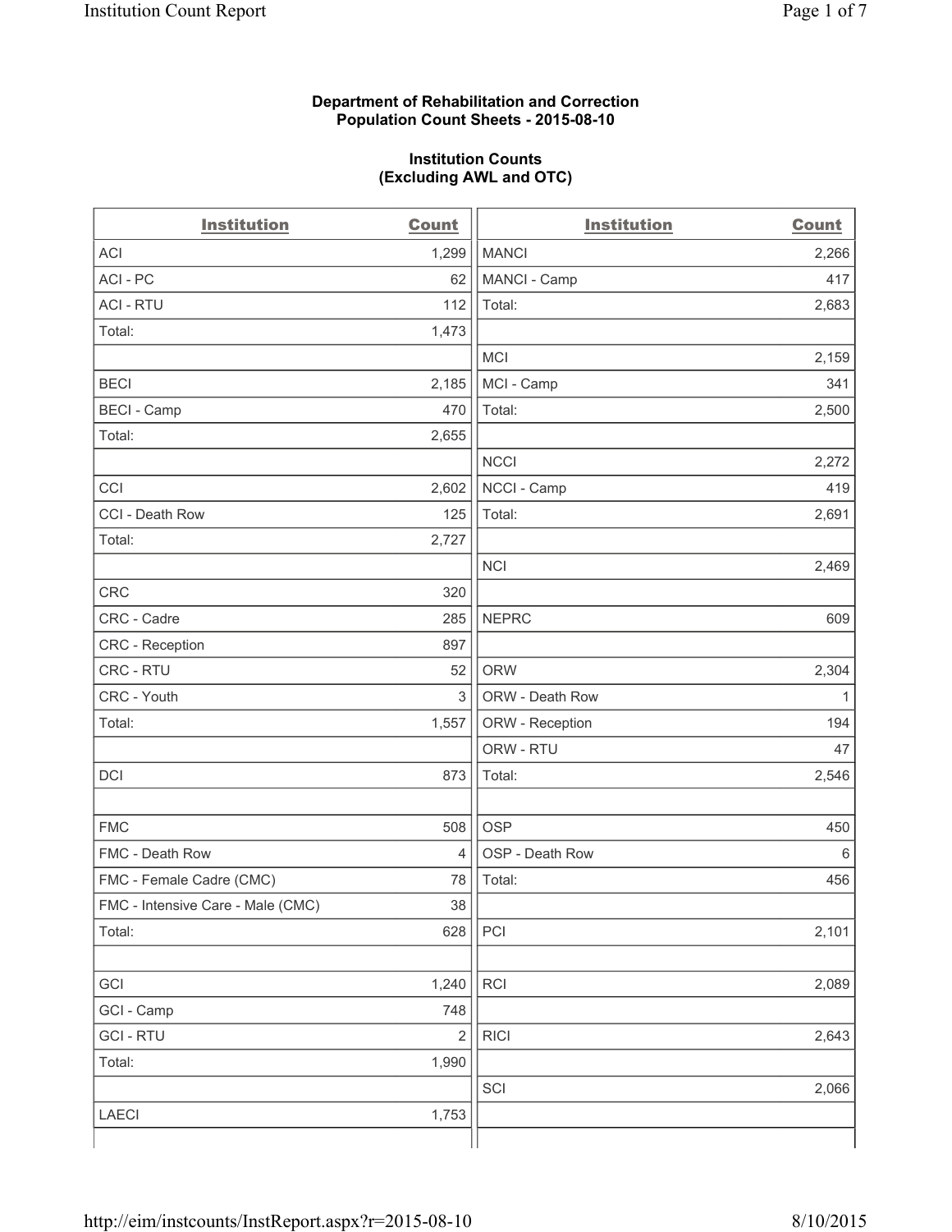**Department of Rehabilitation and Correction**
**Population Count Sheets - 2015-08-10**

**Institution Counts**
**(Excluding AWL and OTC)**

| Institution | Count | Institution | Count |
|---|---|---|---|
| ACI | 1,299 | MANCI | 2,266 |
| ACI - PC | 62 | MANCI - Camp | 417 |
| ACI - RTU | 112 | Total: | 2,683 |
| Total: | 1,473 | | |
| | | MCI | 2,159 |
| BECI | 2,185 | MCI - Camp | 341 |
| BECI - Camp | 470 | Total: | 2,500 |
| Total: | 2,655 | | |
| | | NCCI | 2,272 |
| CCI | 2,602 | NCCI - Camp | 419 |
| CCI - Death Row | 125 | Total: | 2,691 |
| Total: | 2,727 | | |
| | | NCI | 2,469 |
| CRC | 320 | | |
| CRC - Cadre | 285 | NEPRC | 609 |
| CRC - Reception | 897 | | |
| CRC - RTU | 52 | ORW | 2,304 |
| CRC - Youth | 3 | ORW - Death Row | 1 |
| Total: | 1,557 | ORW - Reception | 194 |
| | | ORW - RTU | 47 |
| DCI | 873 | Total: | 2,546 |
| | | | |
| FMC | 508 | OSP | 450 |
| FMC - Death Row | 4 | OSP - Death Row | 6 |
| FMC - Female Cadre (CMC) | 78 | Total: | 456 |
| FMC - Intensive Care - Male (CMC) | 38 | | |
| Total: | 628 | PCI | 2,101 |
| | | | |
| GCI | 1,240 | RCI | 2,089 |
| GCI - Camp | 748 | | |
| GCI - RTU | 2 | RICI | 2,643 |
| Total: | 1,990 | | |
| | | SCI | 2,066 |
| LAECI | 1,753 | | |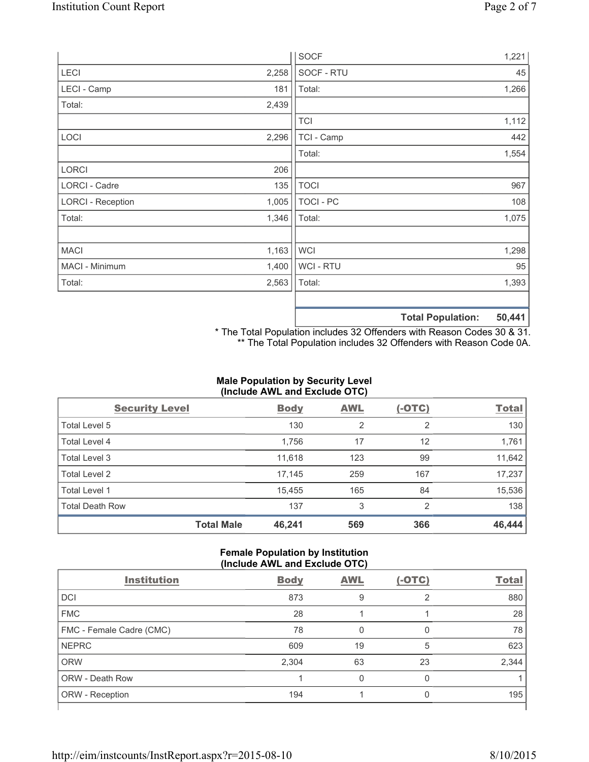| | |
|---|---|
| LECI | 2,258 |
| LECI - Camp | 181 |
| Total: | 2,439 |
| | |
| LOCI | 2,296 |
| | |
| LORCI | 206 |
| LORCI - Cadre | 135 |
| LORCI - Reception | 1,005 |
| Total: | 1,346 |
| | |
| MACI | 1,163 |
| MACI - Minimum | 1,400 |
| Total: | 2,563 |

| | |
|---|---|
| SOCF | 1,221 |
| SOCF - RTU | 45 |
| Total: | 1,266 |
| | |
| TCI | 1,112 |
| TCI - Camp | 442 |
| Total: | 1,554 |
| | |
| TOCI | 967 |
| TOCI - PC | 108 |
| Total: | 1,075 |
| | |
| WCI | 1,298 |
| WCI - RTU | 95 |
| Total: | 1,393 |
| | |
| **Total Population:** | **50,441** |

* The Total Population includes 32 Offenders with Reason Codes 30 & 31.
** The Total Population includes 32 Offenders with Reason Code 0A.

### Male Population by Security Level (Include AWL and Exclude OTC)

| Security Level | Body | AWL | (-OTC) | Total |
|---|---|---|---|---|
| Total Level 5 | 130 | 2 | 2 | 130 |
| Total Level 4 | 1,756 | 17 | 12 | 1,761 |
| Total Level 3 | 11,618 | 123 | 99 | 11,642 |
| Total Level 2 | 17,145 | 259 | 167 | 17,237 |
| Total Level 1 | 15,455 | 165 | 84 | 15,536 |
| Total Death Row | 137 | 3 | 2 | 138 |
| **Total Male** | **46,241** | **569** | **366** | **46,444** |

### Female Population by Institution (Include AWL and Exclude OTC)

| Institution | Body | AWL | (-OTC) | Total |
|---|---|---|---|---|
| DCI | 873 | 9 | 2 | 880 |
| FMC | 28 | 1 | 1 | 28 |
| FMC - Female Cadre (CMC) | 78 | 0 | 0 | 78 |
| NEPRC | 609 | 19 | 5 | 623 |
| ORW | 2,304 | 63 | 23 | 2,344 |
| ORW - Death Row | 1 | 0 | 0 | 1 |
| ORW - Reception | 194 | 1 | 0 | 195 |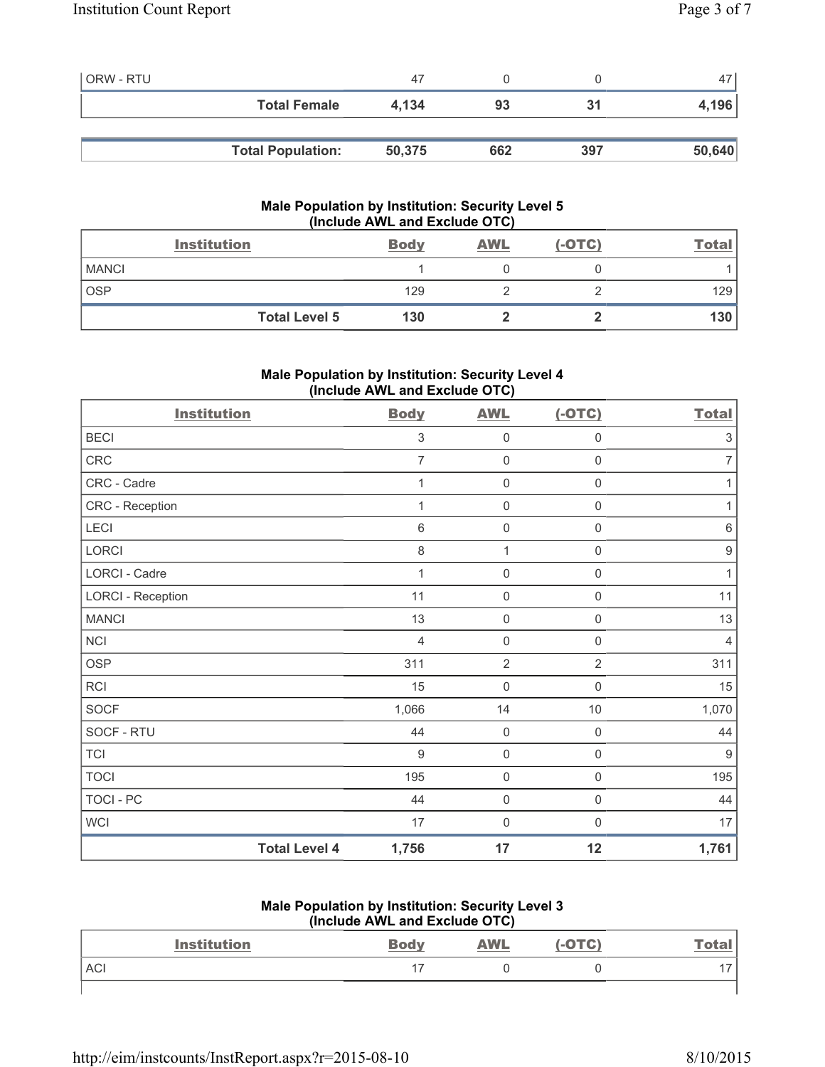| | Body | AWL | (-OTC) | Total |
|---|---|---|---|---|
| ORW - RTU | 47 | 0 | 0 | 47 |
| **Total Female** | **4,134** | **93** | **31** | **4,196** |

| | Body | AWL | (-OTC) | Total |
|---|---|---|---|---|
| **Total Population:** | **50,375** | **662** | **397** | **50,640** |

### Male Population by Institution: Security Level 5 (Include AWL and Exclude OTC)

| Institution | Body | AWL | (-OTC) | Total |
|---|---|---|---|---|
| MANCI | 1 | 0 | 0 | 1 |
| OSP | 129 | 2 | 2 | 129 |
| **Total Level 5** | **130** | **2** | **2** | **130** |

### Male Population by Institution: Security Level 4 (Include AWL and Exclude OTC)

| Institution | Body | AWL | (-OTC) | Total |
|---|---|---|---|---|
| BECI | 3 | 0 | 0 | 3 |
| CRC | 7 | 0 | 0 | 7 |
| CRC - Cadre | 1 | 0 | 0 | 1 |
| CRC - Reception | 1 | 0 | 0 | 1 |
| LECI | 6 | 0 | 0 | 6 |
| LORCI | 8 | 1 | 0 | 9 |
| LORCI - Cadre | 1 | 0 | 0 | 1 |
| LORCI - Reception | 11 | 0 | 0 | 11 |
| MANCI | 13 | 0 | 0 | 13 |
| NCI | 4 | 0 | 0 | 4 |
| OSP | 311 | 2 | 2 | 311 |
| RCI | 15 | 0 | 0 | 15 |
| SOCF | 1,066 | 14 | 10 | 1,070 |
| SOCF - RTU | 44 | 0 | 0 | 44 |
| TCI | 9 | 0 | 0 | 9 |
| TOCI | 195 | 0 | 0 | 195 |
| TOCI - PC | 44 | 0 | 0 | 44 |
| WCI | 17 | 0 | 0 | 17 |
| **Total Level 4** | **1,756** | **17** | **12** | **1,761** |

### Male Population by Institution: Security Level 3 (Include AWL and Exclude OTC)

| Institution | Body | AWL | (-OTC) | Total |
|---|---|---|---|---|
| ACI | 17 | 0 | 0 | 17 |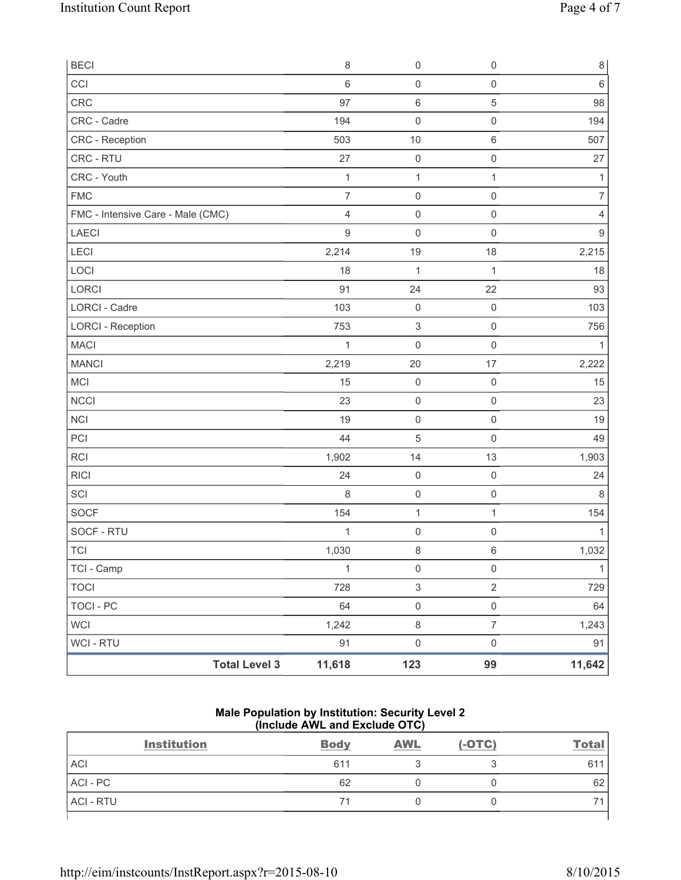| | | | | |
|---|---|---|---|---|
| BECI | 8 | 0 | 0 | 8 |
| CCI | 6 | 0 | 0 | 6 |
| CRC | 97 | 6 | 5 | 98 |
| CRC - Cadre | 194 | 0 | 0 | 194 |
| CRC - Reception | 503 | 10 | 6 | 507 |
| CRC - RTU | 27 | 0 | 0 | 27 |
| CRC - Youth | 1 | 1 | 1 | 1 |
| FMC | 7 | 0 | 0 | 7 |
| FMC - Intensive Care - Male (CMC) | 4 | 0 | 0 | 4 |
| LAECI | 9 | 0 | 0 | 9 |
| LECI | 2,214 | 19 | 18 | 2,215 |
| LOCI | 18 | 1 | 1 | 18 |
| LORCI | 91 | 24 | 22 | 93 |
| LORCI - Cadre | 103 | 0 | 0 | 103 |
| LORCI - Reception | 753 | 3 | 0 | 756 |
| MACI | 1 | 0 | 0 | 1 |
| MANCI | 2,219 | 20 | 17 | 2,222 |
| MCI | 15 | 0 | 0 | 15 |
| NCCI | 23 | 0 | 0 | 23 |
| NCI | 19 | 0 | 0 | 19 |
| PCI | 44 | 5 | 0 | 49 |
| RCI | 1,902 | 14 | 13 | 1,903 |
| RICI | 24 | 0 | 0 | 24 |
| SCI | 8 | 0 | 0 | 8 |
| SOCF | 154 | 1 | 1 | 154 |
| SOCF - RTU | 1 | 0 | 0 | 1 |
| TCI | 1,030 | 8 | 6 | 1,032 |
| TCI - Camp | 1 | 0 | 0 | 1 |
| TOCI | 728 | 3 | 2 | 729 |
| TOCI - PC | 64 | 0 | 0 | 64 |
| WCI | 1,242 | 8 | 7 | 1,243 |
| WCI - RTU | 91 | 0 | 0 | 91 |
| **Total Level 3** | **11,618** | **123** | **99** | **11,642** |

**Male Population by Institution: Security Level 2**
**(Include AWL and Exclude OTC)**

| Institution | Body | AWL | (-OTC) | Total |
|---|---|---|---|---|
| ACI | 611 | 3 | 3 | 611 |
| ACI - PC | 62 | 0 | 0 | 62 |
| ACI - RTU | 71 | 0 | 0 | 71 |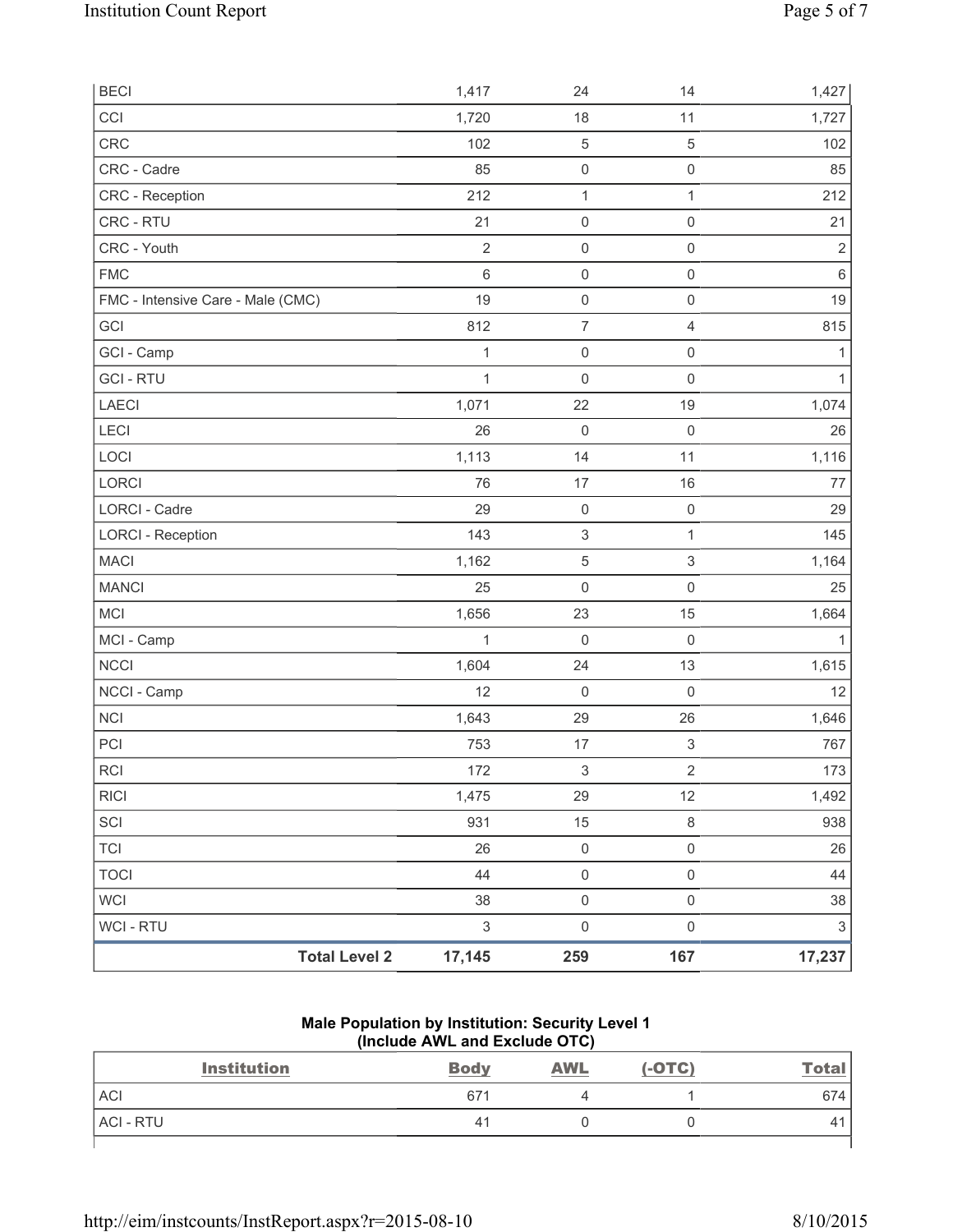| | | | | |
|---|---|---|---|---|
| BECI | 1,417 | 24 | 14 | 1,427 |
| CCI | 1,720 | 18 | 11 | 1,727 |
| CRC | 102 | 5 | 5 | 102 |
| CRC - Cadre | 85 | 0 | 0 | 85 |
| CRC - Reception | 212 | 1 | 1 | 212 |
| CRC - RTU | 21 | 0 | 0 | 21 |
| CRC - Youth | 2 | 0 | 0 | 2 |
| FMC | 6 | 0 | 0 | 6 |
| FMC - Intensive Care - Male (CMC) | 19 | 0 | 0 | 19 |
| GCI | 812 | 7 | 4 | 815 |
| GCI - Camp | 1 | 0 | 0 | 1 |
| GCI - RTU | 1 | 0 | 0 | 1 |
| LAECI | 1,071 | 22 | 19 | 1,074 |
| LECI | 26 | 0 | 0 | 26 |
| LOCI | 1,113 | 14 | 11 | 1,116 |
| LORCI | 76 | 17 | 16 | 77 |
| LORCI - Cadre | 29 | 0 | 0 | 29 |
| LORCI - Reception | 143 | 3 | 1 | 145 |
| MACI | 1,162 | 5 | 3 | 1,164 |
| MANCI | 25 | 0 | 0 | 25 |
| MCI | 1,656 | 23 | 15 | 1,664 |
| MCI - Camp | 1 | 0 | 0 | 1 |
| NCCI | 1,604 | 24 | 13 | 1,615 |
| NCCI - Camp | 12 | 0 | 0 | 12 |
| NCI | 1,643 | 29 | 26 | 1,646 |
| PCI | 753 | 17 | 3 | 767 |
| RCI | 172 | 3 | 2 | 173 |
| RICI | 1,475 | 29 | 12 | 1,492 |
| SCI | 931 | 15 | 8 | 938 |
| TCI | 26 | 0 | 0 | 26 |
| TOCI | 44 | 0 | 0 | 44 |
| WCI | 38 | 0 | 0 | 38 |
| WCI - RTU | 3 | 0 | 0 | 3 |
| **Total Level 2** | **17,145** | **259** | **167** | **17,237** |

### Male Population by Institution: Security Level 1 (Include AWL and Exclude OTC)

| Institution | Body | AWL | (-OTC) | Total |
|---|---|---|---|---|
| ACI | 671 | 4 | 1 | 674 |
| ACI - RTU | 41 | 0 | 0 | 41 |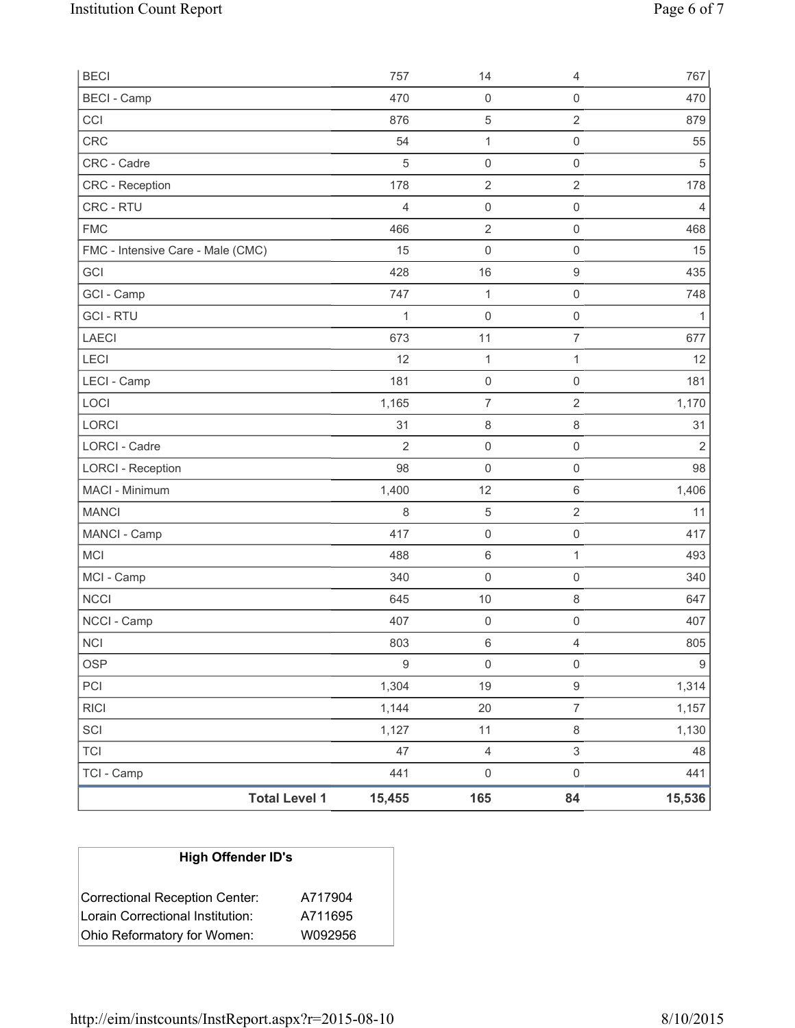| | | | | |
|---|---|---|---|---|
| BECI | 757 | 14 | 4 | 767 |
| BECI - Camp | 470 | 0 | 0 | 470 |
| CCI | 876 | 5 | 2 | 879 |
| CRC | 54 | 1 | 0 | 55 |
| CRC - Cadre | 5 | 0 | 0 | 5 |
| CRC - Reception | 178 | 2 | 2 | 178 |
| CRC - RTU | 4 | 0 | 0 | 4 |
| FMC | 466 | 2 | 0 | 468 |
| FMC - Intensive Care - Male (CMC) | 15 | 0 | 0 | 15 |
| GCI | 428 | 16 | 9 | 435 |
| GCI - Camp | 747 | 1 | 0 | 748 |
| GCI - RTU | 1 | 0 | 0 | 1 |
| LAECI | 673 | 11 | 7 | 677 |
| LECI | 12 | 1 | 1 | 12 |
| LECI - Camp | 181 | 0 | 0 | 181 |
| LOCI | 1,165 | 7 | 2 | 1,170 |
| LORCI | 31 | 8 | 8 | 31 |
| LORCI - Cadre | 2 | 0 | 0 | 2 |
| LORCI - Reception | 98 | 0 | 0 | 98 |
| MACI - Minimum | 1,400 | 12 | 6 | 1,406 |
| MANCI | 8 | 5 | 2 | 11 |
| MANCI - Camp | 417 | 0 | 0 | 417 |
| MCI | 488 | 6 | 1 | 493 |
| MCI - Camp | 340 | 0 | 0 | 340 |
| NCCI | 645 | 10 | 8 | 647 |
| NCCI - Camp | 407 | 0 | 0 | 407 |
| NCI | 803 | 6 | 4 | 805 |
| OSP | 9 | 0 | 0 | 9 |
| PCI | 1,304 | 19 | 9 | 1,314 |
| RICI | 1,144 | 20 | 7 | 1,157 |
| SCI | 1,127 | 11 | 8 | 1,130 |
| TCI | 47 | 4 | 3 | 48 |
| TCI - Camp | 441 | 0 | 0 | 441 |
| **Total Level 1** | **15,455** | **165** | **84** | **15,536** |

| High Offender ID's | |
|---|---|
| Correctional Reception Center: | A717904 |
| Lorain Correctional Institution: | A711695 |
| Ohio Reformatory for Women: | W092956 |